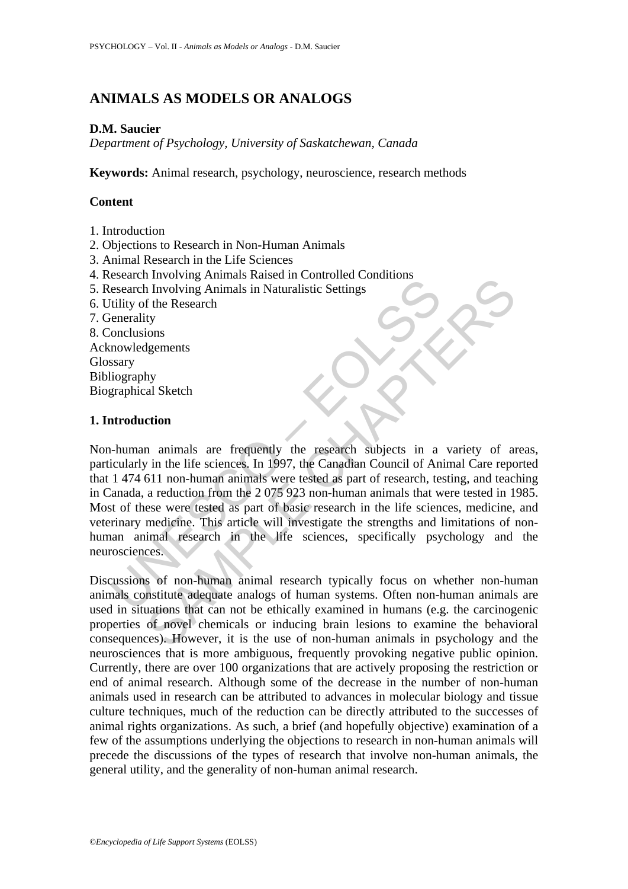# ANIMALS AS MODELS OR ANALOGS

**D.M. Saucier**

*Department of Psychology, University of Saskatchewan, Canada*

**Keywords:** Animal research, psychology, neuroscience, research methods

## Content

1. Introduction
2. Objections to Research in Non-Human Animals
3. Animal Research in the Life Sciences
4. Research Involving Animals Raised in Controlled Conditions
5. Research Involving Animals in Naturalistic Settings
6. Utility of the Research
7. Generality
8. Conclusions

Acknowledgements
Glossary
Bibliography
Biographical Sketch

## 1. Introduction

Non-human animals are frequently the research subjects in a variety of areas, particularly in the life sciences. In 1997, the Canadian Council of Animal Care reported that 1 474 611 non-human animals were tested as part of research, testing, and teaching in Canada, a reduction from the 2 075 923 non-human animals that were tested in 1985. Most of these were tested as part of basic research in the life sciences, medicine, and veterinary medicine. This article will investigate the strengths and limitations of non-human animal research in the life sciences, specifically psychology and the neurosciences.

Discussions of non-human animal research typically focus on whether non-human animals constitute adequate analogs of human systems. Often non-human animals are used in situations that can not be ethically examined in humans (e.g. the carcinogenic properties of novel chemicals or inducing brain lesions to examine the behavioral consequences). However, it is the use of non-human animals in psychology and the neurosciences that is more ambiguous, frequently provoking negative public opinion. Currently, there are over 100 organizations that are actively proposing the restriction or end of animal research. Although some of the decrease in the number of non-human animals used in research can be attributed to advances in molecular biology and tissue culture techniques, much of the reduction can be directly attributed to the successes of animal rights organizations. As such, a brief (and hopefully objective) examination of a few of the assumptions underlying the objections to research in non-human animals will precede the discussions of the types of research that involve non-human animals, the general utility, and the generality of non-human animal research.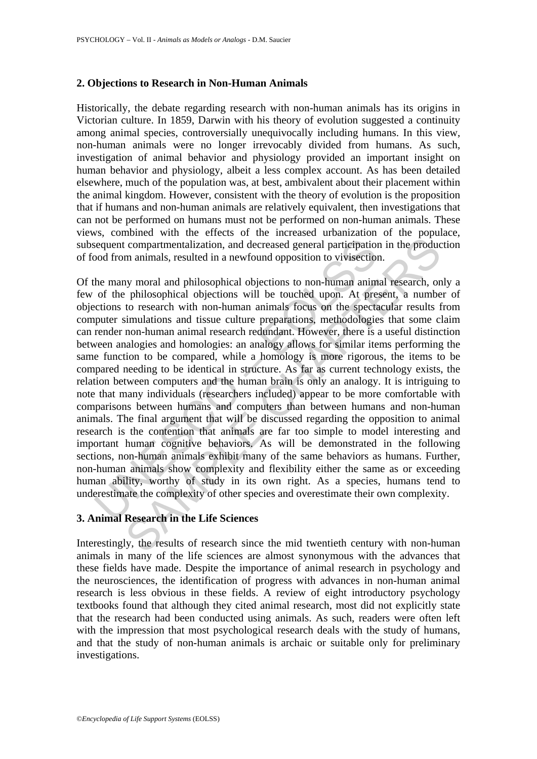## 2. Objections to Research in Non-Human Animals

Historically, the debate regarding research with non-human animals has its origins in Victorian culture. In 1859, Darwin with his theory of evolution suggested a continuity among animal species, controversially unequivocally including humans. In this view, non-human animals were no longer irrevocably divided from humans. As such, investigation of animal behavior and physiology provided an important insight on human behavior and physiology, albeit a less complex account. As has been detailed elsewhere, much of the population was, at best, ambivalent about their placement within the animal kingdom. However, consistent with the theory of evolution is the proposition that if humans and non-human animals are relatively equivalent, then investigations that can not be performed on humans must not be performed on non-human animals. These views, combined with the effects of the increased urbanization of the populace, subsequent compartmentalization, and decreased general participation in the production of food from animals, resulted in a newfound opposition to vivisection.

Of the many moral and philosophical objections to non-human animal research, only a few of the philosophical objections will be touched upon. At present, a number of objections to research with non-human animals focus on the spectacular results from computer simulations and tissue culture preparations, methodologies that some claim can render non-human animal research redundant. However, there is a useful distinction between analogies and homologies: an analogy allows for similar items performing the same function to be compared, while a homology is more rigorous, the items to be compared needing to be identical in structure. As far as current technology exists, the relation between computers and the human brain is only an analogy. It is intriguing to note that many individuals (researchers included) appear to be more comfortable with comparisons between humans and computers than between humans and non-human animals. The final argument that will be discussed regarding the opposition to animal research is the contention that animals are far too simple to model interesting and important human cognitive behaviors. As will be demonstrated in the following sections, non-human animals exhibit many of the same behaviors as humans. Further, non-human animals show complexity and flexibility either the same as or exceeding human ability, worthy of study in its own right. As a species, humans tend to underestimate the complexity of other species and overestimate their own complexity.

## 3. Animal Research in the Life Sciences

Interestingly, the results of research since the mid twentieth century with non-human animals in many of the life sciences are almost synonymous with the advances that these fields have made. Despite the importance of animal research in psychology and the neurosciences, the identification of progress with advances in non-human animal research is less obvious in these fields. A review of eight introductory psychology textbooks found that although they cited animal research, most did not explicitly state that the research had been conducted using animals. As such, readers were often left with the impression that most psychological research deals with the study of humans, and that the study of non-human animals is archaic or suitable only for preliminary investigations.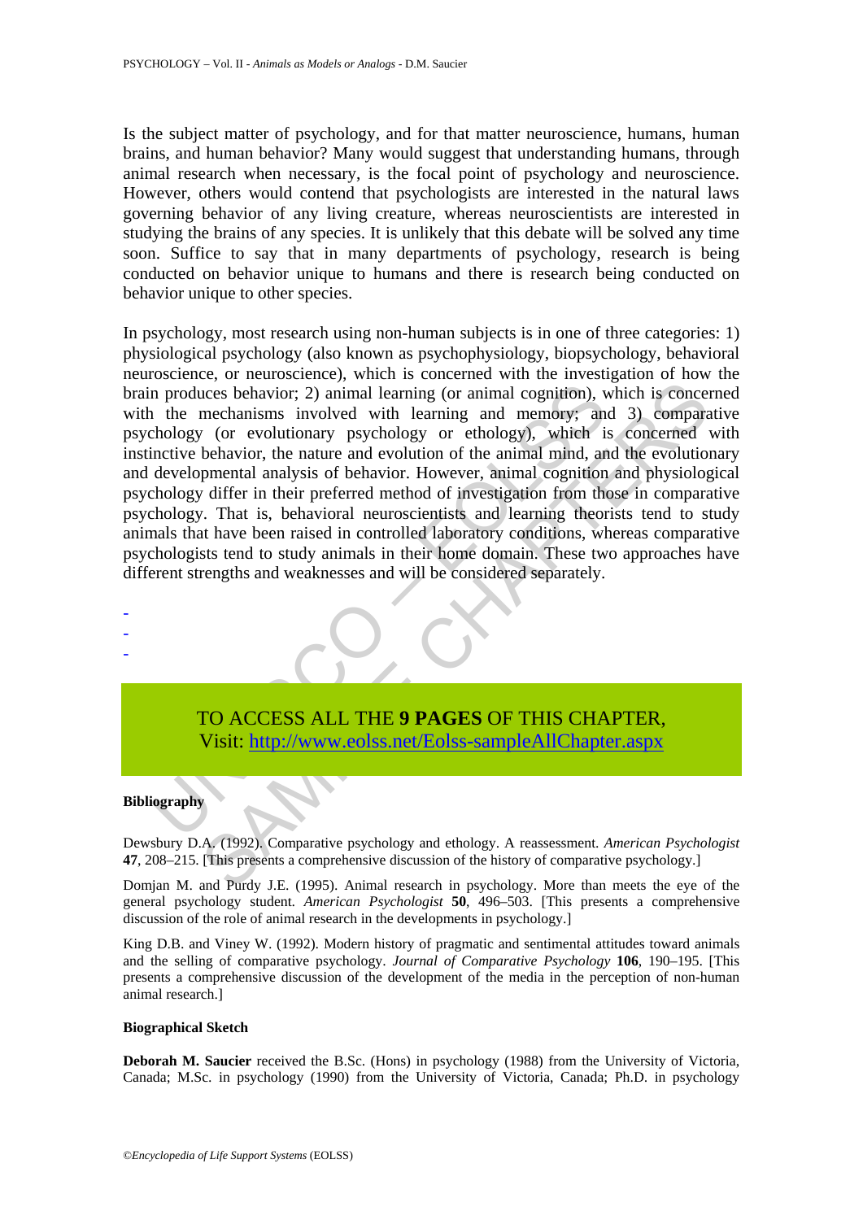Is the subject matter of psychology, and for that matter neuroscience, humans, human brains, and human behavior? Many would suggest that understanding humans, through animal research when necessary, is the focal point of psychology and neuroscience. However, others would contend that psychologists are interested in the natural laws governing behavior of any living creature, whereas neuroscientists are interested in studying the brains of any species. It is unlikely that this debate will be solved any time soon. Suffice to say that in many departments of psychology, research is being conducted on behavior unique to humans and there is research being conducted on behavior unique to other species.

In psychology, most research using non-human subjects is in one of three categories: 1) physiological psychology (also known as psychophysiology, biopsychology, behavioral neuroscience, or neuroscience), which is concerned with the investigation of how the brain produces behavior; 2) animal learning (or animal cognition), which is concerned with the mechanisms involved with learning and memory; and 3) comparative psychology (or evolutionary psychology or ethology), which is concerned with instinctive behavior, the nature and evolution of the animal mind, and the evolutionary and developmental analysis of behavior. However, animal cognition and physiological psychology differ in their preferred method of investigation from those in comparative psychology. That is, behavioral neuroscientists and learning theorists tend to study animals that have been raised in controlled laboratory conditions, whereas comparative psychologists tend to study animals in their home domain. These two approaches have different strengths and weaknesses and will be considered separately.

-
-
-

TO ACCESS ALL THE **9 PAGES** OF THIS CHAPTER,
Visit: http://www.eolss.net/Eolss-sampleAllChapter.aspx

**Bibliography**

Dewsbury D.A. (1992). Comparative psychology and ethology. A reassessment. *American Psychologist* **47**, 208–215. [This presents a comprehensive discussion of the history of comparative psychology.]

Domjan M. and Purdy J.E. (1995). Animal research in psychology. More than meets the eye of the general psychology student. *American Psychologist* **50**, 496–503. [This presents a comprehensive discussion of the role of animal research in the developments in psychology.]

King D.B. and Viney W. (1992). Modern history of pragmatic and sentimental attitudes toward animals and the selling of comparative psychology. *Journal of Comparative Psychology* **106**, 190–195. [This presents a comprehensive discussion of the development of the media in the perception of non-human animal research.]

**Biographical Sketch**

**Deborah M. Saucier** received the B.Sc. (Hons) in psychology (1988) from the University of Victoria, Canada; M.Sc. in psychology (1990) from the University of Victoria, Canada; Ph.D. in psychology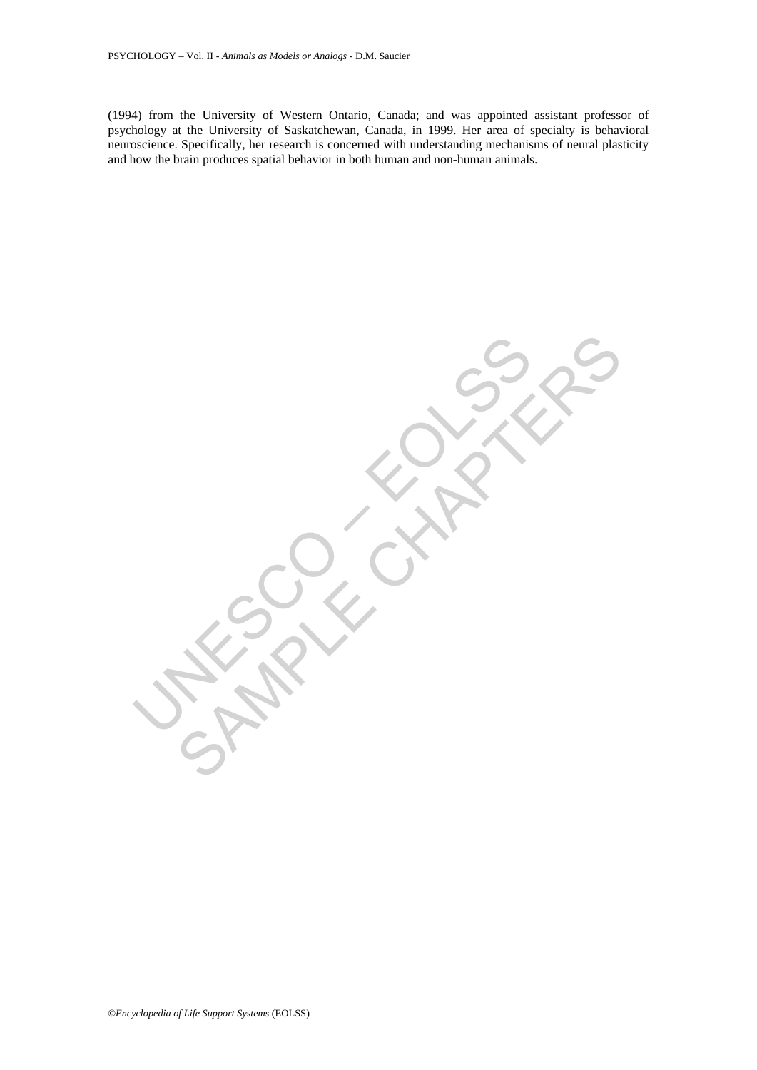(1994) from the University of Western Ontario, Canada; and was appointed assistant professor of psychology at the University of Saskatchewan, Canada, in 1999. Her area of specialty is behavioral neuroscience. Specifically, her research is concerned with understanding mechanisms of neural plasticity and how the brain produces spatial behavior in both human and non-human animals.